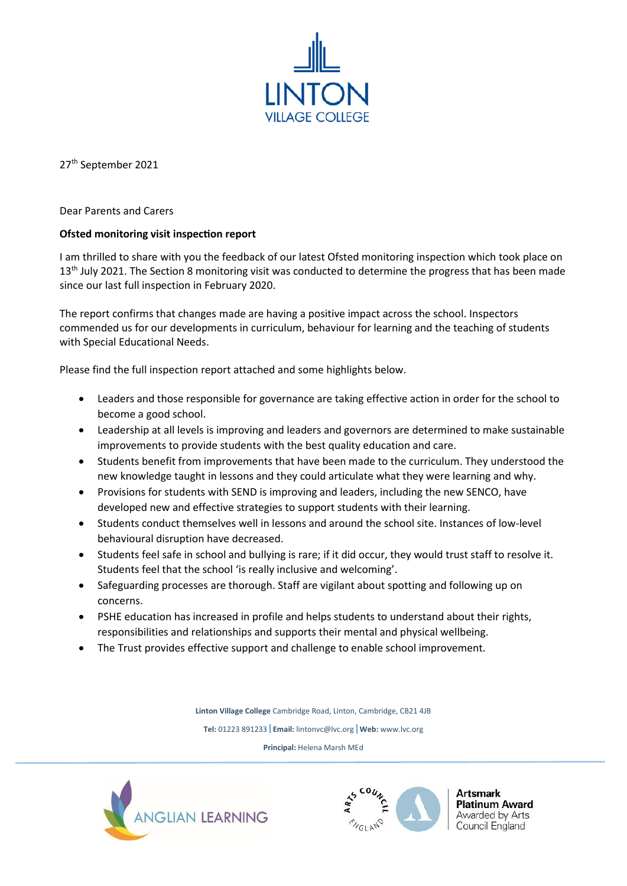LINTON VILLAGE COLLEGE

27th September 2021

Dear Parents and Carers

**Ofsted monitoring visit inspection report**

I am thrilled to share with you the feedback of our latest Ofsted monitoring inspection which took place on 13th July 2021. The Section 8 monitoring visit was conducted to determine the progress that has been made since our last full inspection in February 2020.

The report confirms that changes made are having a positive impact across the school. Inspectors commended us for our developments in curriculum, behaviour for learning and the teaching of students with Special Educational Needs.

Please find the full inspection report attached and some highlights below.

- Leaders and those responsible for governance are taking effective action in order for the school to become a good school.
- Leadership at all levels is improving and leaders and governors are determined to make sustainable improvements to provide students with the best quality education and care.
- Students benefit from improvements that have been made to the curriculum. They understood the new knowledge taught in lessons and they could articulate what they were learning and why.
- Provisions for students with SEND is improving and leaders, including the new SENCO, have developed new and effective strategies to support students with their learning.
- Students conduct themselves well in lessons and around the school site. Instances of low-level behavioural disruption have decreased.
- Students feel safe in school and bullying is rare; if it did occur, they would trust staff to resolve it. Students feel that the school 'is really inclusive and welcoming'.
- Safeguarding processes are thorough. Staff are vigilant about spotting and following up on concerns.
- PSHE education has increased in profile and helps students to understand about their rights, responsibilities and relationships and supports their mental and physical wellbeing.
- The Trust provides effective support and challenge to enable school improvement.

**Linton Village College** Cambridge Road, Linton, Cambridge, CB21 4JB

**Tel:** 01223 891233 | **Email:** lintonvc@lvc.org | **Web:** www.lvc.org

**Principal:** Helena Marsh MEd

ANGLIAN LEARNING

**Artsmark Platinum Award** Awarded by Arts Council England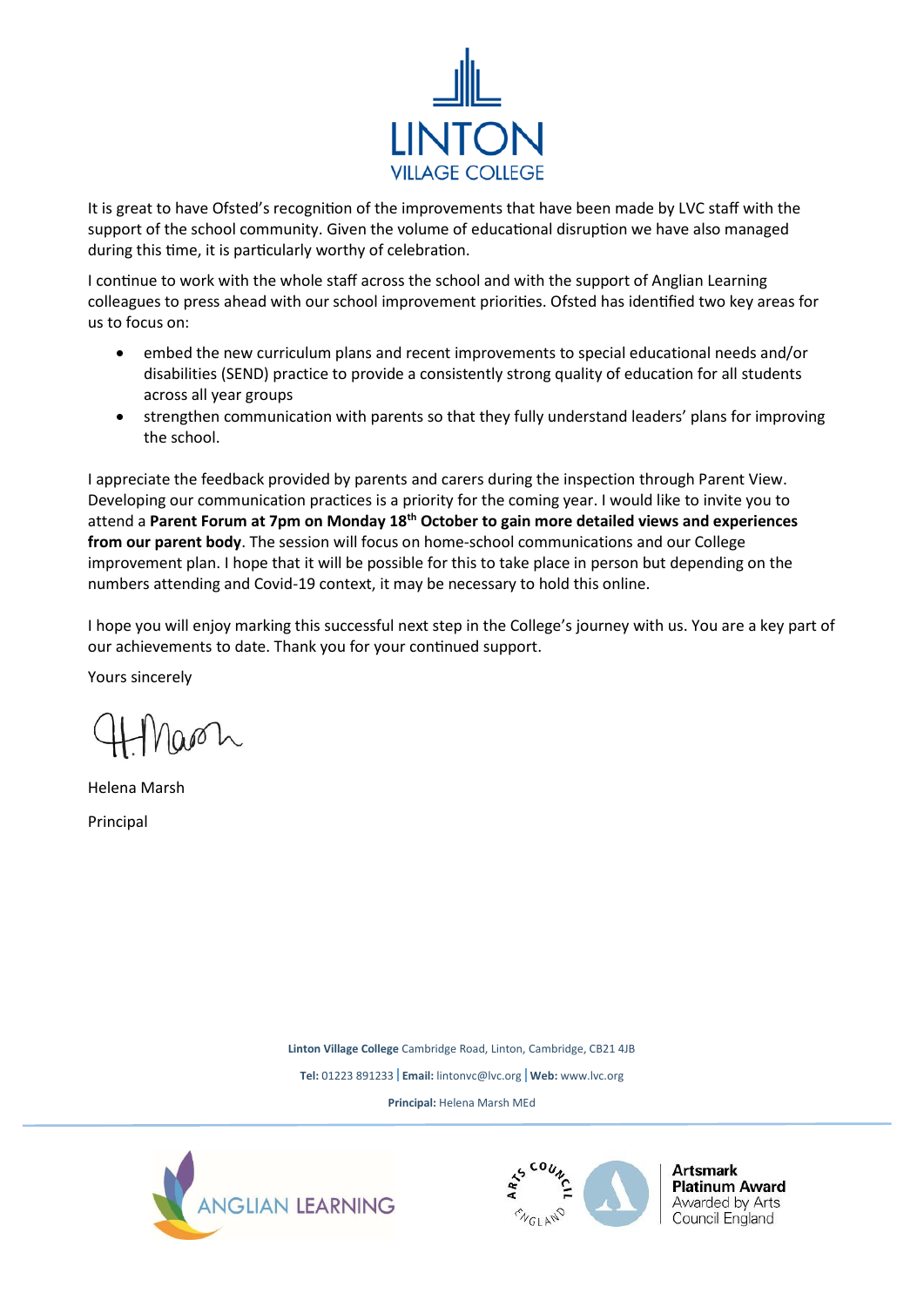It is great to have Ofsted's recognition of the improvements that have been made by LVC staff with the support of the school community. Given the volume of educational disruption we have also managed during this time, it is particularly worthy of celebration.

I continue to work with the whole staff across the school and with the support of Anglian Learning colleagues to press ahead with our school improvement priorities. Ofsted has identified two key areas for us to focus on:

- embed the new curriculum plans and recent improvements to special educational needs and/or disabilities (SEND) practice to provide a consistently strong quality of education for all students across all year groups
- strengthen communication with parents so that they fully understand leaders' plans for improving the school.

I appreciate the feedback provided by parents and carers during the inspection through Parent View. Developing our communication practices is a priority for the coming year. I would like to invite you to attend a **Parent Forum at 7pm on Monday 18th October to gain more detailed views and experiences from our parent body**. The session will focus on home-school communications and our College improvement plan. I hope that it will be possible for this to take place in person but depending on the numbers attending and Covid-19 context, it may be necessary to hold this online.

I hope you will enjoy marking this successful next step in the College's journey with us. You are a key part of our achievements to date. Thank you for your continued support.

Yours sincerely

Helena Marsh

Principal

**Linton Village College** Cambridge Road, Linton, Cambridge, CB21 4JB

**Tel:** 01223 891233 | **Email:** lintonvc@lvc.org | **Web:** www.lvc.org

**Principal:** Helena Marsh MEd

ANGLIAN LEARNING

**Artsmark Platinum Award**
Awarded by Arts Council England